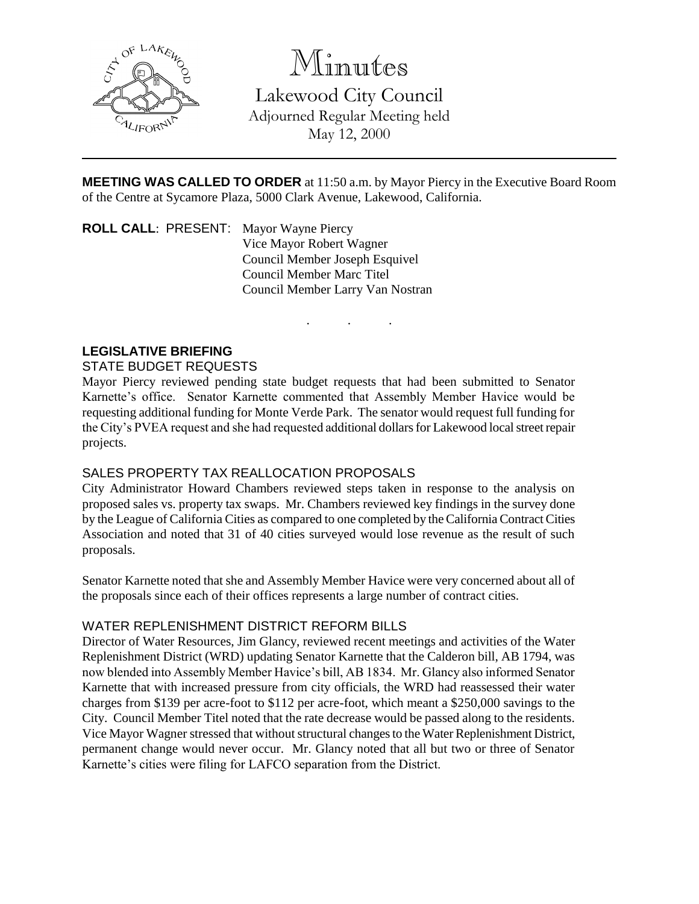# Minutes

## Lakewood City Council

Adjourned Regular Meeting held
May 12, 2000

---

**MEETING WAS CALLED TO ORDER** at 11:50 a.m. by Mayor Piercy in the Executive Board Room of the Centre at Sycamore Plaza, 5000 Clark Avenue, Lakewood, California.

**ROLL CALL**: PRESENT: Mayor Wayne Piercy
Vice Mayor Robert Wagner
Council Member Joseph Esquivel
Council Member Marc Titel
Council Member Larry Van Nostran

. . .

**LEGISLATIVE BRIEFING**

STATE BUDGET REQUESTS

Mayor Piercy reviewed pending state budget requests that had been submitted to Senator Karnette's office. Senator Karnette commented that Assembly Member Havice would be requesting additional funding for Monte Verde Park. The senator would request full funding for the City's PVEA request and she had requested additional dollars for Lakewood local street repair projects.

SALES PROPERTY TAX REALLOCATION PROPOSALS

City Administrator Howard Chambers reviewed steps taken in response to the analysis on proposed sales vs. property tax swaps. Mr. Chambers reviewed key findings in the survey done by the League of California Cities as compared to one completed by the California Contract Cities Association and noted that 31 of 40 cities surveyed would lose revenue as the result of such proposals.

Senator Karnette noted that she and Assembly Member Havice were very concerned about all of the proposals since each of their offices represents a large number of contract cities.

WATER REPLENISHMENT DISTRICT REFORM BILLS

Director of Water Resources, Jim Glancy, reviewed recent meetings and activities of the Water Replenishment District (WRD) updating Senator Karnette that the Calderon bill, AB 1794, was now blended into Assembly Member Havice's bill, AB 1834. Mr. Glancy also informed Senator Karnette that with increased pressure from city officials, the WRD had reassessed their water charges from $139 per acre-foot to $112 per acre-foot, which meant a $250,000 savings to the City. Council Member Titel noted that the rate decrease would be passed along to the residents. Vice Mayor Wagner stressed that without structural changes to the Water Replenishment District, permanent change would never occur. Mr. Glancy noted that all but two or three of Senator Karnette's cities were filing for LAFCO separation from the District.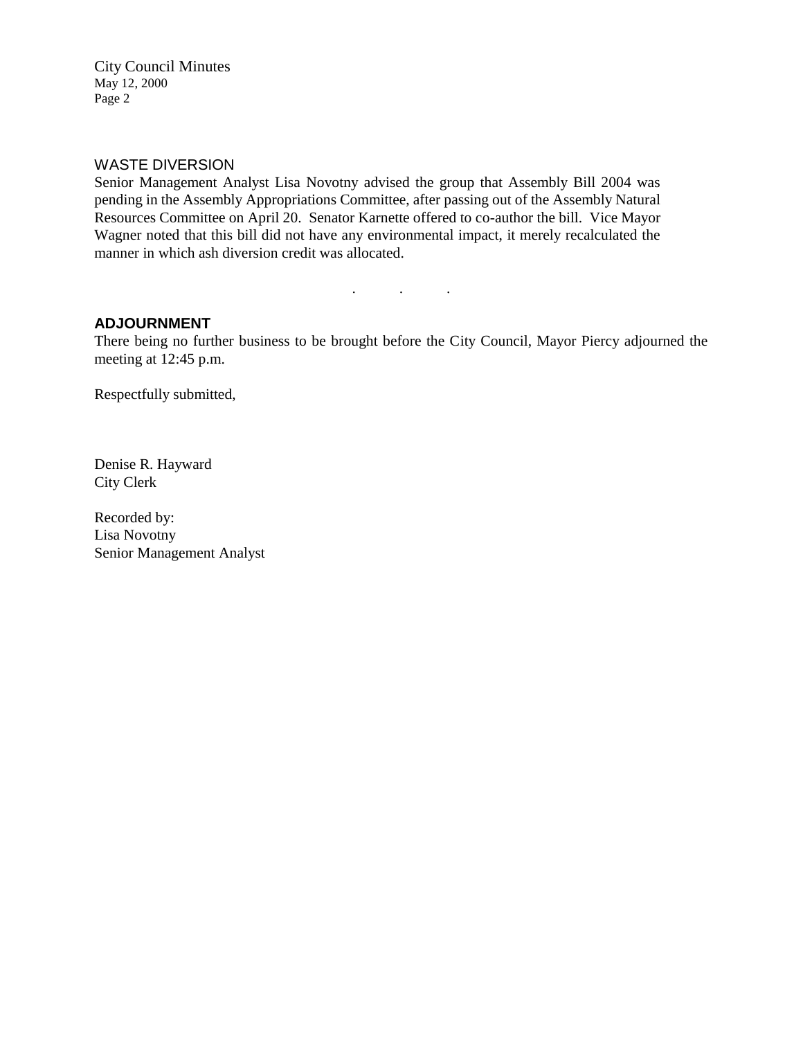## WASTE DIVERSION

Senior Management Analyst Lisa Novotny advised the group that Assembly Bill 2004 was pending in the Assembly Appropriations Committee, after passing out of the Assembly Natural Resources Committee on April 20. Senator Karnette offered to co-author the bill. Vice Mayor Wagner noted that this bill did not have any environmental impact, it merely recalculated the manner in which ash diversion credit was allocated.

. . .

## ADJOURNMENT

There being no further business to be brought before the City Council, Mayor Piercy adjourned the meeting at 12:45 p.m.

Respectfully submitted,

Denise R. Hayward
City Clerk

Recorded by:
Lisa Novotny
Senior Management Analyst